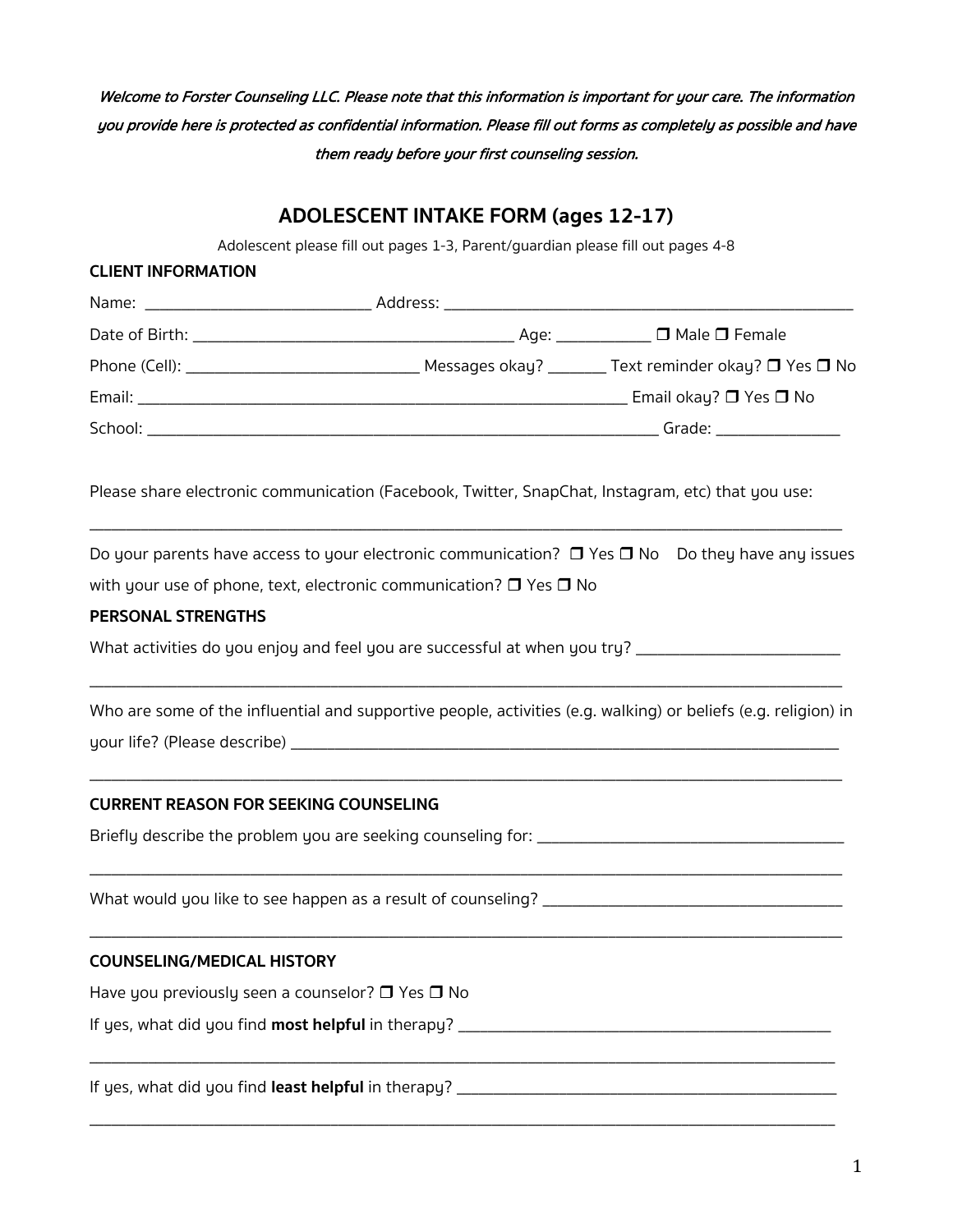*Welcome to Forster Counseling LLC. Please note that this information is important for your care. The information you provide here is protected as confidential information. Please fill out forms as completely as possible and have them ready before your first counseling session.*

# ADOLESCENT INTAKE FORM (ages 12-17)

Adolescent please fill out pages 1-3, Parent/guardian please fill out pages 4-8

**CLIENT INFORMATION**

Name: ___________________________ Address: _______________________________________________

Date of Birth: _______________________________________ Age: ___________ ❒ Male ❒ Female

Phone (Cell): ____________________________ Messages okay? _______ Text reminder okay? ❒ Yes ❒ No

Email: ____________________________________________________________ Email okay? ❒ Yes ❒ No

School: ______________________________________________________________ Grade: _______________

Please share electronic communication (Facebook, Twitter, SnapChat, Instagram, etc) that you use:

___________________________________________________________________________________________

Do your parents have access to your electronic communication? ❒ Yes ❒ No Do they have any issues with your use of phone, text, electronic communication? ❒ Yes ❒ No

**PERSONAL STRENGTHS**

What activities do you enjoy and feel you are successful at when you try? _________________________

___________________________________________________________________________________________

Who are some of the influential and supportive people, activities (e.g. walking) or beliefs (e.g. religion) in your life? (Please describe) _____________________________________________________________________

___________________________________________________________________________________________

**CURRENT REASON FOR SEEKING COUNSELING**

Briefly describe the problem you are seeking counseling for: _____________________________________

___________________________________________________________________________________________

What would you like to see happen as a result of counseling? ____________________________________

___________________________________________________________________________________________

**COUNSELING/MEDICAL HISTORY**

Have you previously seen a counselor? ❒ Yes ❒ No

If yes, what did you find **most helpful** in therapy? _______________________________________________

___________________________________________________________________________________________

If yes, what did you find **least helpful** in therapy? _______________________________________________

___________________________________________________________________________________________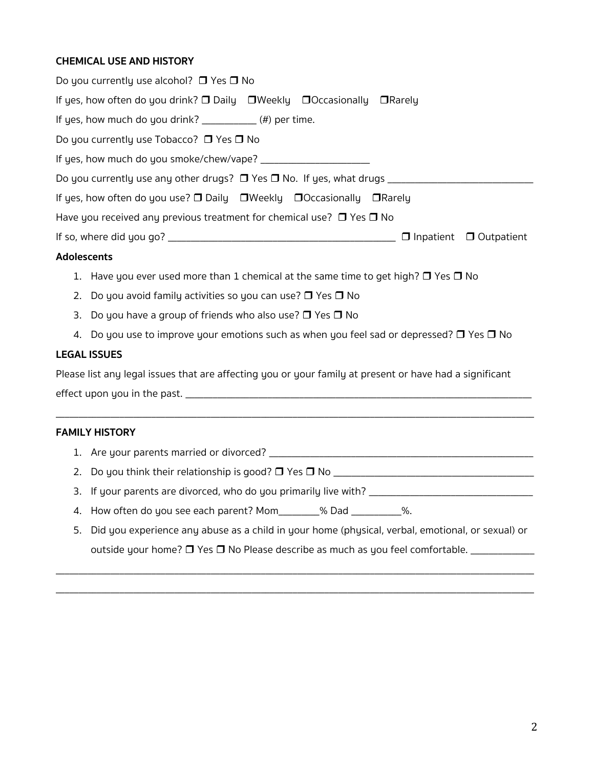**CHEMICAL USE AND HISTORY**

Do you currently use alcohol? ❒ Yes ❒ No

If yes, how often do you drink? ❒ Daily ❒Weekly ❒Occasionally ❒Rarely

If yes, how much do you drink? __________ (#) per time.

Do you currently use Tobacco? ❒ Yes ❒ No

If yes, how much do you smoke/chew/vape? ____________________

Do you currently use any other drugs? ❒ Yes ❒ No. If yes, what drugs ___________________________

If yes, how often do you use? ❒ Daily ❒Weekly ❒Occasionally ❒Rarely

Have you received any previous treatment for chemical use? ❒ Yes ❒ No

If so, where did you go? __________________________________________ ❒ Inpatient ❒ Outpatient

**Adolescents**

1. Have you ever used more than 1 chemical at the same time to get high? ❒ Yes ❒ No
2. Do you avoid family activities so you can use? ❒ Yes ❒ No
3. Do you have a group of friends who also use? ❒ Yes ❒ No
4. Do you use to improve your emotions such as when you feel sad or depressed? ❒ Yes ❒ No

**LEGAL ISSUES**

Please list any legal issues that are affecting you or your family at present or have had a significant effect upon you in the past. ________________________________________________________________

________________________________________________________________________________________

**FAMILY HISTORY**

1. Are your parents married or divorced? ___________________________________________________
2. Do you think their relationship is good? ❒ Yes ❒ No _____________________________________
3. If your parents are divorced, who do you primarily live with? ______________________________
4. How often do you see each parent? Mom________% Dad __________%.
5. Did you experience any abuse as a child in your home (physical, verbal, emotional, or sexual) or outside your home? ❒ Yes ❒ No Please describe as much as you feel comfortable. ____________

________________________________________________________________________________________

________________________________________________________________________________________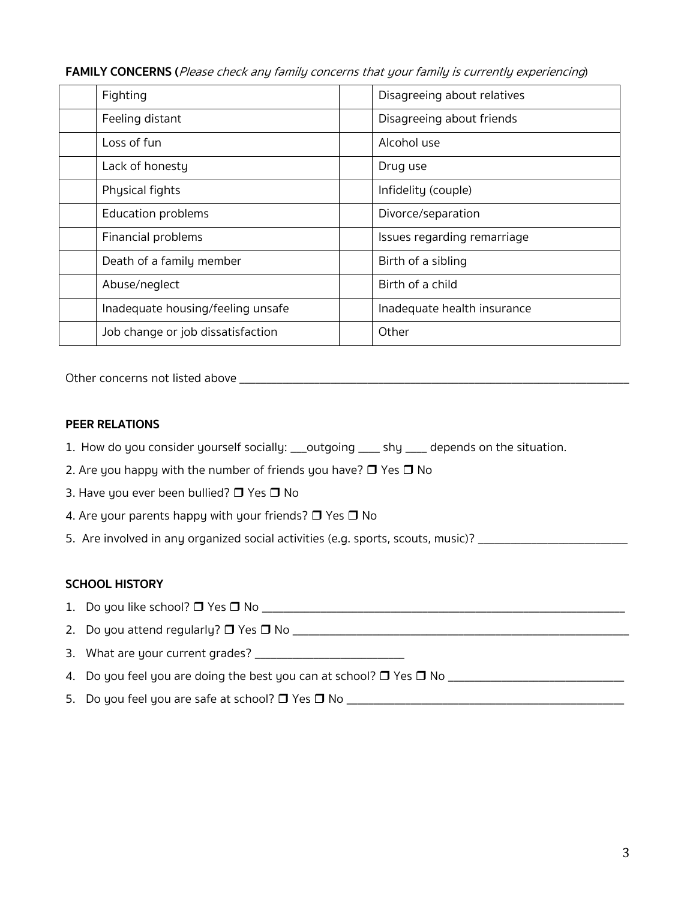**FAMILY CONCERNS (***Please check any family concerns that your family is currently experiencing*)

| | | | |
|---|---|---|---|
| | Fighting | | Disagreeing about relatives |
| | Feeling distant | | Disagreeing about friends |
| | Loss of fun | | Alcohol use |
| | Lack of honesty | | Drug use |
| | Physical fights | | Infidelity (couple) |
| | Education problems | | Divorce/separation |
| | Financial problems | | Issues regarding remarriage |
| | Death of a family member | | Birth of a sibling |
| | Abuse/neglect | | Birth of a child |
| | Inadequate housing/feeling unsafe | | Inadequate health insurance |
| | Job change or job dissatisfaction | | Other |

Other concerns not listed above ___________________________________________________________________

**PEER RELATIONS**

1. How do you consider yourself socially: ___outgoing ____ shy ____ depends on the situation.
2. Are you happy with the number of friends you have? ❒ Yes ❒ No
3. Have you ever been bullied? ❒ Yes ❒ No
4. Are your parents happy with your friends? ❒ Yes ❒ No
5. Are involved in any organized social activities (e.g. sports, scouts, music)? _________________________

**SCHOOL HISTORY**

1. Do you like school? ❒ Yes ❒ No _______________________________________________________________
2. Do you attend regularly? ❒ Yes ❒ No ___________________________________________________________
3. What are your current grades? __________________________
4. Do you feel you are doing the best you can at school? ❒ Yes ❒ No ______________________________
5. Do you feel you are safe at school? ❒ Yes ❒ No ______________________________________________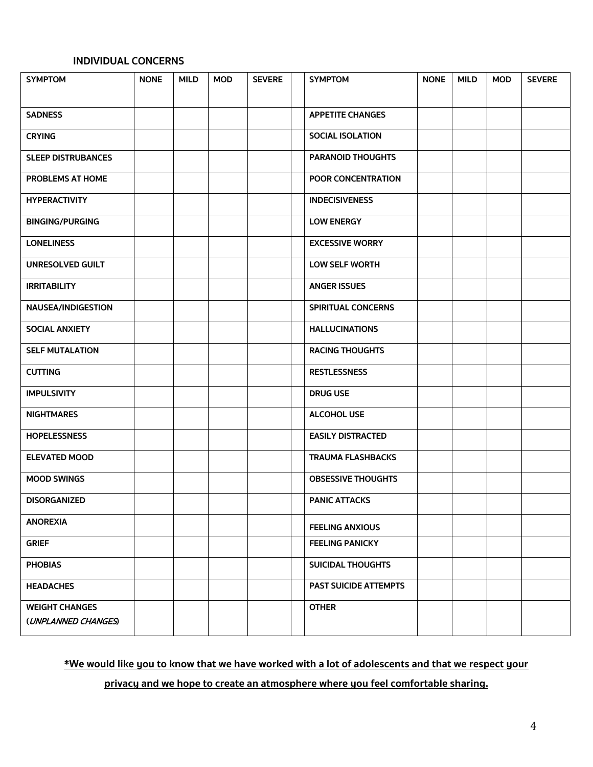### INDIVIDUAL CONCERNS

| SYMPTOM | NONE | MILD | MOD | SEVERE | | SYMPTOM | NONE | MILD | MOD | SEVERE |
|---|---|---|---|---|---|---|---|---|---|---|
| SADNESS | | | | | | APPETITE CHANGES | | | | |
| CRYING | | | | | | SOCIAL ISOLATION | | | | |
| SLEEP DISTRUBANCES | | | | | | PARANOID THOUGHTS | | | | |
| PROBLEMS AT HOME | | | | | | POOR CONCENTRATION | | | | |
| HYPERACTIVITY | | | | | | INDECISIVENESS | | | | |
| BINGING/PURGING | | | | | | LOW ENERGY | | | | |
| LONELINESS | | | | | | EXCESSIVE WORRY | | | | |
| UNRESOLVED GUILT | | | | | | LOW SELF WORTH | | | | |
| IRRITABILITY | | | | | | ANGER ISSUES | | | | |
| NAUSEA/INDIGESTION | | | | | | SPIRITUAL CONCERNS | | | | |
| SOCIAL ANXIETY | | | | | | HALLUCINATIONS | | | | |
| SELF MUTALATION | | | | | | RACING THOUGHTS | | | | |
| CUTTING | | | | | | RESTLESSNESS | | | | |
| IMPULSIVITY | | | | | | DRUG USE | | | | |
| NIGHTMARES | | | | | | ALCOHOL USE | | | | |
| HOPELESSNESS | | | | | | EASILY DISTRACTED | | | | |
| ELEVATED MOOD | | | | | | TRAUMA FLASHBACKS | | | | |
| MOOD SWINGS | | | | | | OBSESSIVE THOUGHTS | | | | |
| DISORGANIZED | | | | | | PANIC ATTACKS | | | | |
| ANOREXIA | | | | | | FEELING ANXIOUS | | | | |
| GRIEF | | | | | | FEELING PANICKY | | | | |
| PHOBIAS | | | | | | SUICIDAL THOUGHTS | | | | |
| HEADACHES | | | | | | PAST SUICIDE ATTEMPTS | | | | |
| WEIGHT CHANGES (*UNPLANNED CHANGES*) | | | | | | OTHER | | | | |

**<u>*We would like you to know that we have worked with a lot of adolescents and that we respect your privacy and we hope to create an atmosphere where you feel comfortable sharing.</u>**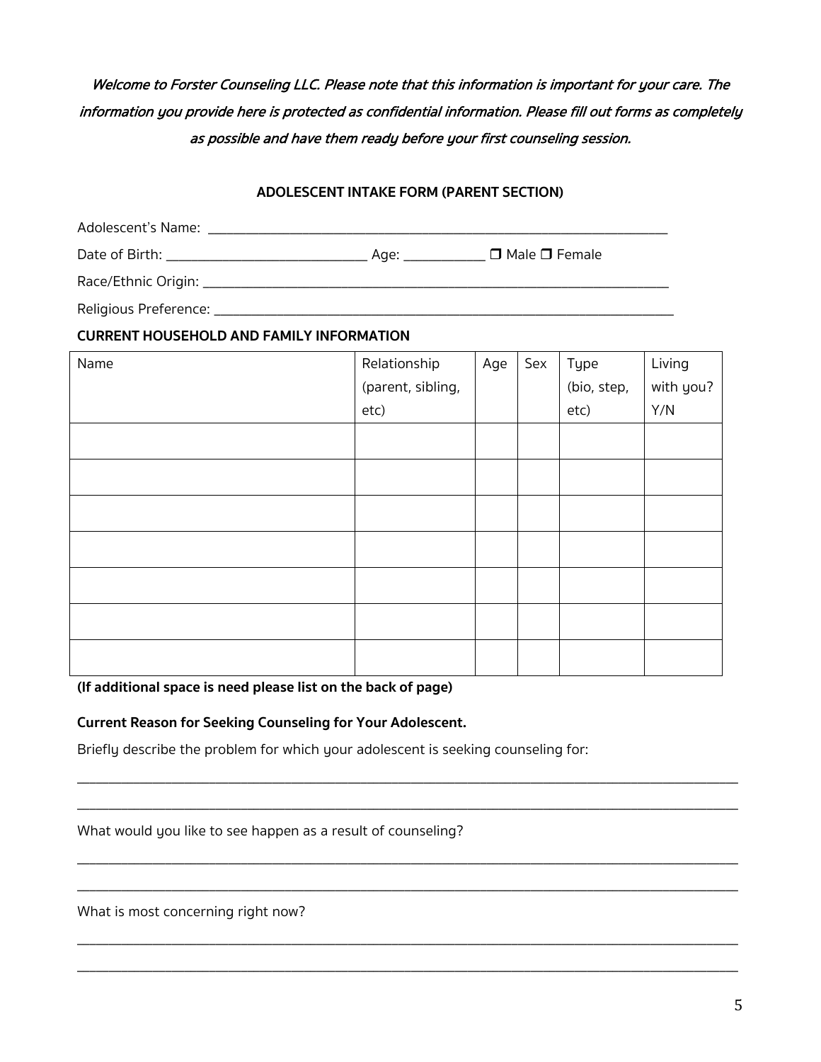*Welcome to Forster Counseling LLC. Please note that this information is important for your care. The information you provide here is protected as confidential information. Please fill out forms as completely as possible and have them ready before your first counseling session.*

## ADOLESCENT INTAKE FORM (PARENT SECTION)

Adolescent's Name: ____________________________________________________________

Date of Birth: ___________________________ Age: ___________ ❒ Male ❒ Female

Race/Ethnic Origin: ____________________________________________________________

Religious Preference: ____________________________________________________________

### CURRENT HOUSEHOLD AND FAMILY INFORMATION

| Name | Relationship (parent, sibling, etc) | Age | Sex | Type (bio, step, etc) | Living with you? Y/N |
|---|---|---|---|---|---|
| | | | | | |
| | | | | | |
| | | | | | |
| | | | | | |
| | | | | | |
| | | | | | |
| | | | | | |

**(If additional space is need please list on the back of page)**

**Current Reason for Seeking Counseling for Your Adolescent.**

Briefly describe the problem for which your adolescent is seeking counseling for:

____________________________________________________________________________________

____________________________________________________________________________________

What would you like to see happen as a result of counseling?

____________________________________________________________________________________

____________________________________________________________________________________

What is most concerning right now?

____________________________________________________________________________________

____________________________________________________________________________________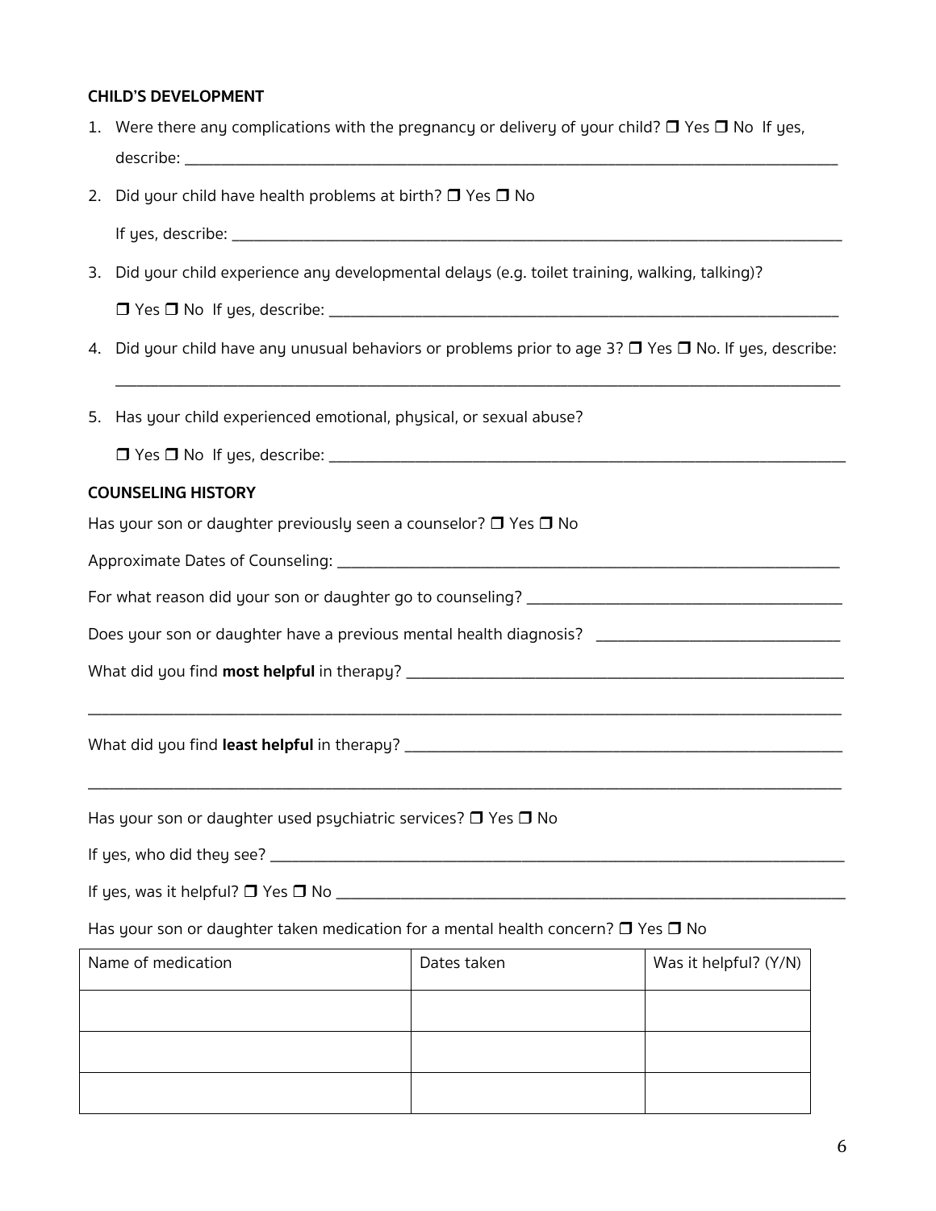**CHILD'S DEVELOPMENT**

1. Were there any complications with the pregnancy or delivery of your child? ❒ Yes ❒ No If yes, describe: ___________________________________________________________________________

2. Did your child have health problems at birth? ❒ Yes ❒ No

   If yes, describe: ___________________________________________________________________________

3. Did your child experience any developmental delays (e.g. toilet training, walking, talking)?

   ❒ Yes ❒ No If yes, describe: ____________________________________________________________

4. Did your child have any unusual behaviors or problems prior to age 3? ❒ Yes ❒ No. If yes, describe:

   ___________________________________________________________________________

5. Has your child experienced emotional, physical, or sexual abuse?

   ❒ Yes ❒ No If yes, describe: ____________________________________________________________

**COUNSELING HISTORY**

Has your son or daughter previously seen a counselor? ❒ Yes ❒ No

Approximate Dates of Counseling: ____________________________________________________________

For what reason did your son or daughter go to counseling? ____________________________________

Does your son or daughter have a previous mental health diagnosis? ____________________________

What did you find **most helpful** in therapy? ___________________________________________________

___________________________________________________________________________

What did you find **least helpful** in therapy? ___________________________________________________

___________________________________________________________________________

Has your son or daughter used psychiatric services? ❒ Yes ❒ No

If yes, who did they see? ___________________________________________________________________

If yes, was it helpful? ❒ Yes ❒ No ___________________________________________________________

Has your son or daughter taken medication for a mental health concern? ❒ Yes ❒ No

| Name of medication | Dates taken | Was it helpful? (Y/N) |
| --- | --- | --- |
| | | |
| | | |
| | | |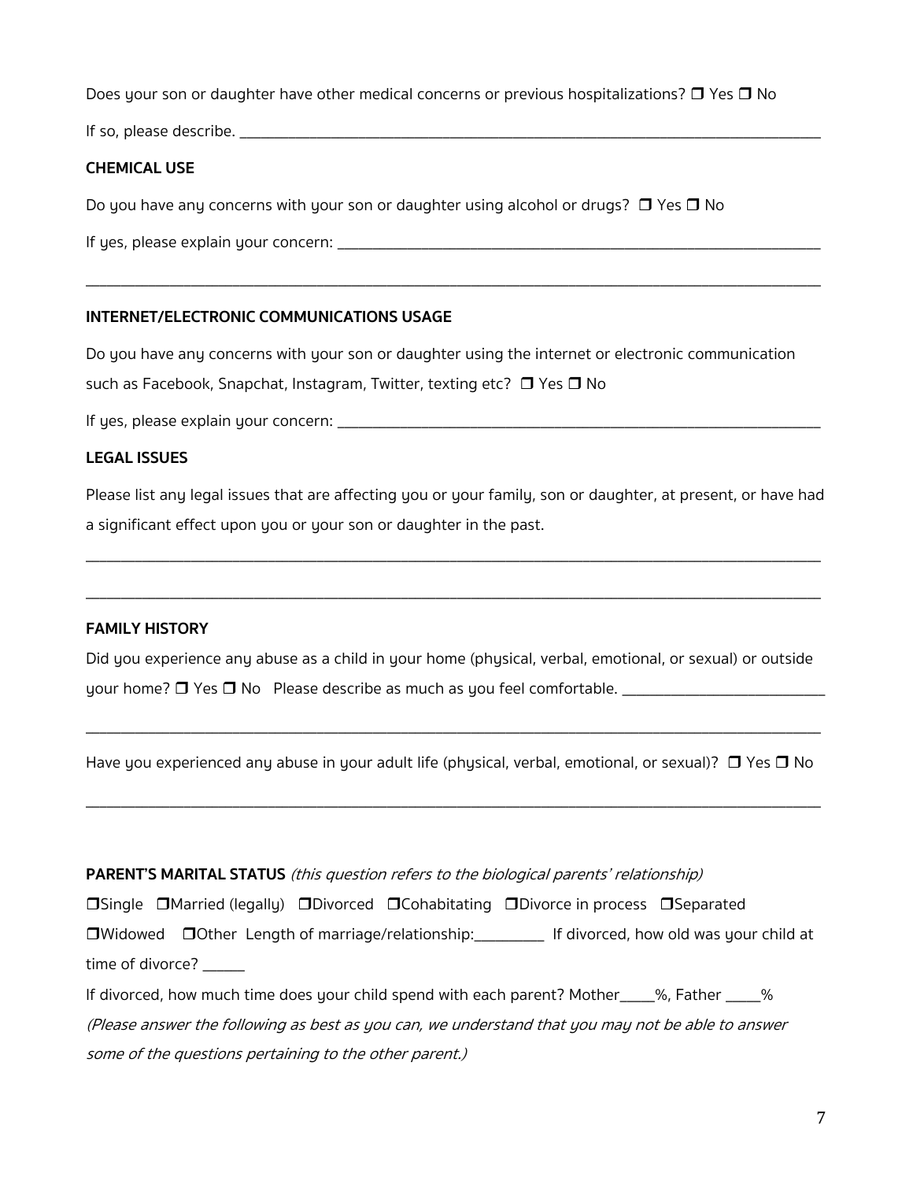Does your son or daughter have other medical concerns or previous hospitalizations? ❐ Yes ❐ No

If so, please describe. ______________________________________________________________________________

**CHEMICAL USE**

Do you have any concerns with your son or daughter using alcohol or drugs? ❐ Yes ❐ No

If yes, please explain your concern: ______________________________________________________________

______________________________________________________________________________________________

**INTERNET/ELECTRONIC COMMUNICATIONS USAGE**

Do you have any concerns with your son or daughter using the internet or electronic communication such as Facebook, Snapchat, Instagram, Twitter, texting etc? ❐ Yes ❐ No

If yes, please explain your concern: ______________________________________________________________

**LEGAL ISSUES**

Please list any legal issues that are affecting you or your family, son or daughter, at present, or have had a significant effect upon you or your son or daughter in the past.

______________________________________________________________________________________________

______________________________________________________________________________________________

**FAMILY HISTORY**

Did you experience any abuse as a child in your home (physical, verbal, emotional, or sexual) or outside your home? ❐ Yes ❐ No Please describe as much as you feel comfortable. ___________________________

______________________________________________________________________________________________

Have you experienced any abuse in your adult life (physical, verbal, emotional, or sexual)? ❐ Yes ❐ No

______________________________________________________________________________________________

**PARENT'S MARITAL STATUS** *(this question refers to the biological parents' relationship)*

❐Single ❐Married (legally) ❐Divorced ❐Cohabitating ❐Divorce in process ❐Separated
❐Widowed ❐Other Length of marriage/relationship:_________ If divorced, how old was your child at time of divorce? ______

If divorced, how much time does your child spend with each parent? Mother_____%, Father _____%

*(Please answer the following as best as you can, we understand that you may not be able to answer some of the questions pertaining to the other parent.)*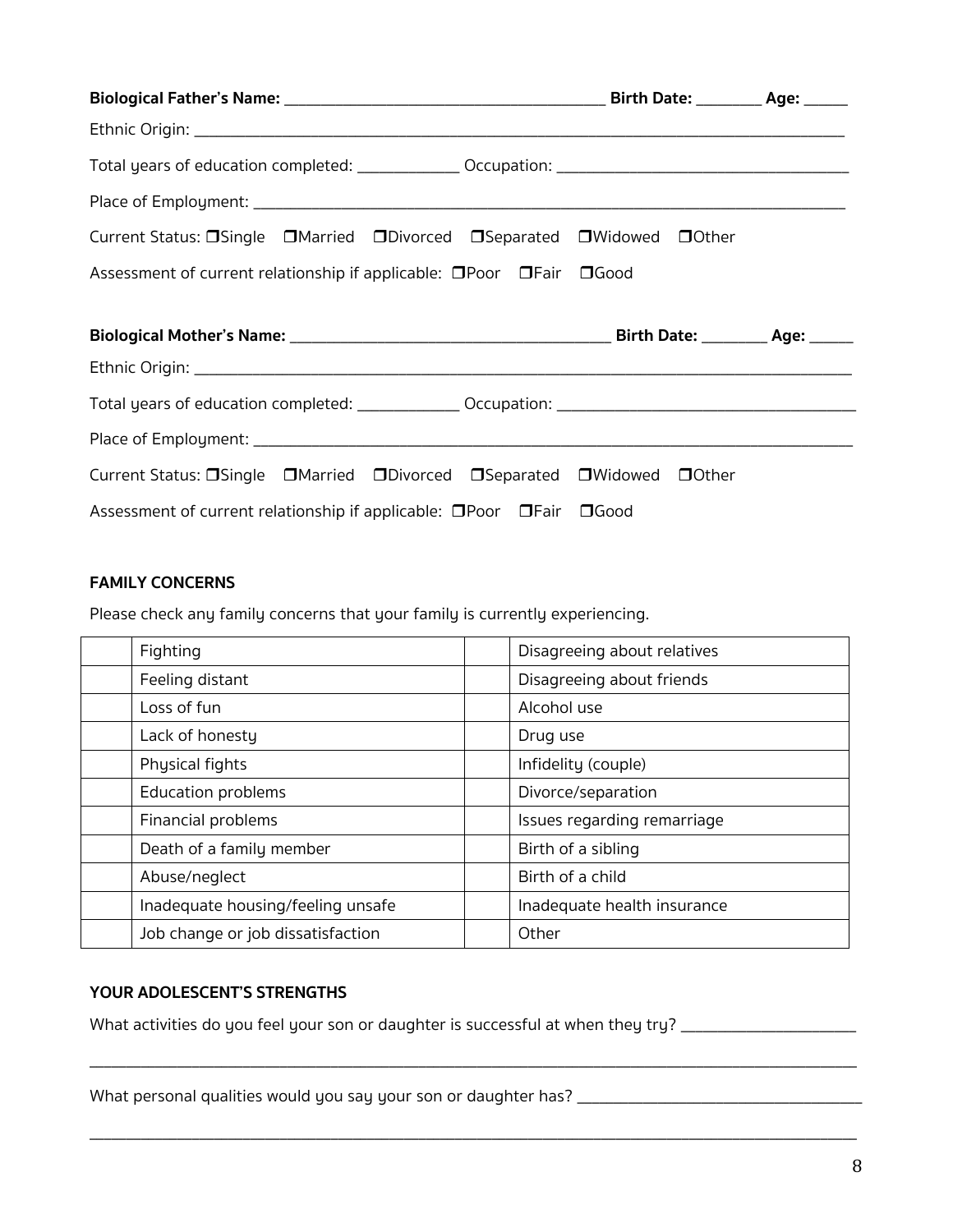**Biological Father's Name:** ________________________________________ **Birth Date:** ________ **Age:** ______

Ethnic Origin: ____________________________________________________________________________________

Total years of education completed: _____________ Occupation: ____________________________________

Place of Employment: _______________________________________________________________________________

Current Status: ❐Single ❐Married ❐Divorced ❐Separated ❐Widowed ❐Other

Assessment of current relationship if applicable: ❐Poor ❐Fair ❐Good

**Biological Mother's Name:** ________________________________________ **Birth Date:** ________ **Age:** ______

Ethnic Origin: ____________________________________________________________________________________

Total years of education completed: _____________ Occupation: ____________________________________

Place of Employment: _______________________________________________________________________________

Current Status: ❐Single ❐Married ❐Divorced ❐Separated ❐Widowed ❐Other

Assessment of current relationship if applicable: ❐Poor ❐Fair ❐Good

**FAMILY CONCERNS**

Please check any family concerns that your family is currently experiencing.

| | | | |
|---|---|---|---|
| | Fighting | | Disagreeing about relatives |
| | Feeling distant | | Disagreeing about friends |
| | Loss of fun | | Alcohol use |
| | Lack of honesty | | Drug use |
| | Physical fights | | Infidelity (couple) |
| | Education problems | | Divorce/separation |
| | Financial problems | | Issues regarding remarriage |
| | Death of a family member | | Birth of a sibling |
| | Abuse/neglect | | Birth of a child |
| | Inadequate housing/feeling unsafe | | Inadequate health insurance |
| | Job change or job dissatisfaction | | Other |

**YOUR ADOLESCENT'S STRENGTHS**

What activities do you feel your son or daughter is successful at when they try? ______________________

_____________________________________________________________________________________________________

What personal qualities would you say your son or daughter has? ____________________________________

_____________________________________________________________________________________________________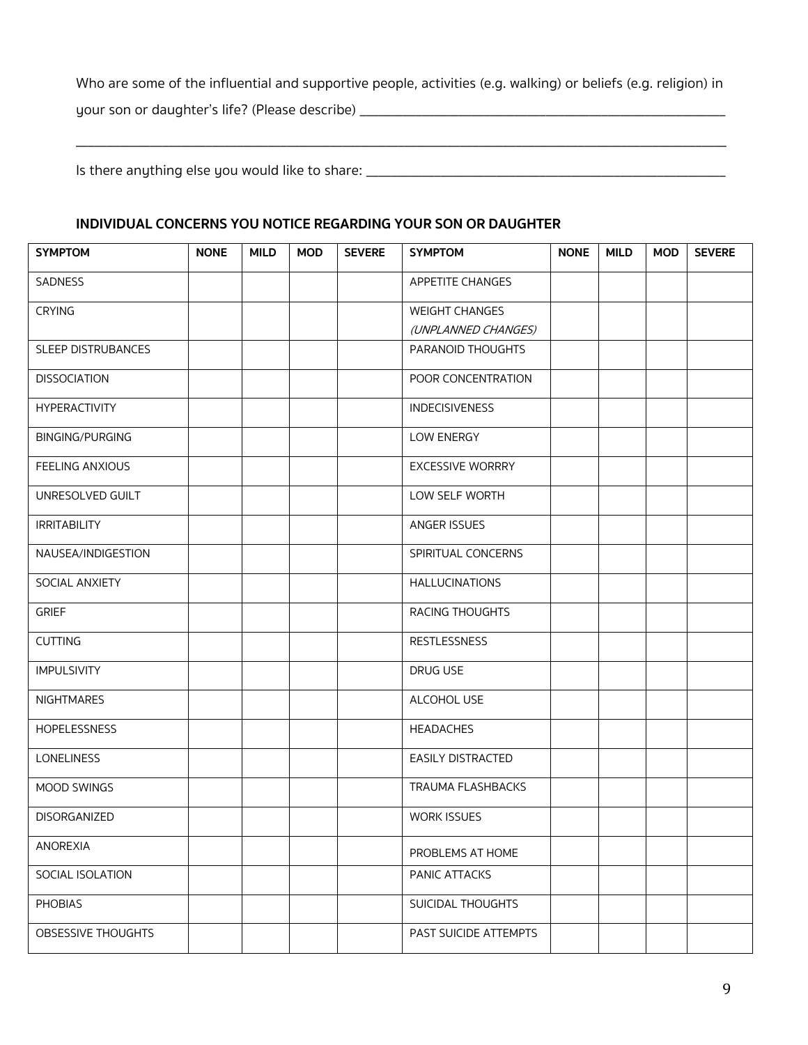Who are some of the influential and supportive people, activities (e.g. walking) or beliefs (e.g. religion) in your son or daughter's life? (Please describe) ______________________________________________

_____________________________________________________________________________________

Is there anything else you would like to share: _______________________________________________

**INDIVIDUAL CONCERNS YOU NOTICE REGARDING YOUR SON OR DAUGHTER**

| SYMPTOM | NONE | MILD | MOD | SEVERE | SYMPTOM | NONE | MILD | MOD | SEVERE |
|---|---|---|---|---|---|---|---|---|---|
| SADNESS | | | | | APPETITE CHANGES | | | | |
| CRYING | | | | | WEIGHT CHANGES *(UNPLANNED CHANGES)* | | | | |
| SLEEP DISTRUBANCES | | | | | PARANOID THOUGHTS | | | | |
| DISSOCIATION | | | | | POOR CONCENTRATION | | | | |
| HYPERACTIVITY | | | | | INDECISIVENESS | | | | |
| BINGING/PURGING | | | | | LOW ENERGY | | | | |
| FEELING ANXIOUS | | | | | EXCESSIVE WORRRY | | | | |
| UNRESOLVED GUILT | | | | | LOW SELF WORTH | | | | |
| IRRITABILITY | | | | | ANGER ISSUES | | | | |
| NAUSEA/INDIGESTION | | | | | SPIRITUAL CONCERNS | | | | |
| SOCIAL ANXIETY | | | | | HALLUCINATIONS | | | | |
| GRIEF | | | | | RACING THOUGHTS | | | | |
| CUTTING | | | | | RESTLESSNESS | | | | |
| IMPULSIVITY | | | | | DRUG USE | | | | |
| NIGHTMARES | | | | | ALCOHOL USE | | | | |
| HOPELESSNESS | | | | | HEADACHES | | | | |
| LONELINESS | | | | | EASILY DISTRACTED | | | | |
| MOOD SWINGS | | | | | TRAUMA FLASHBACKS | | | | |
| DISORGANIZED | | | | | WORK ISSUES | | | | |
| ANOREXIA | | | | | PROBLEMS AT HOME | | | | |
| SOCIAL ISOLATION | | | | | PANIC ATTACKS | | | | |
| PHOBIAS | | | | | SUICIDAL THOUGHTS | | | | |
| OBSESSIVE THOUGHTS | | | | | PAST SUICIDE ATTEMPTS | | | | |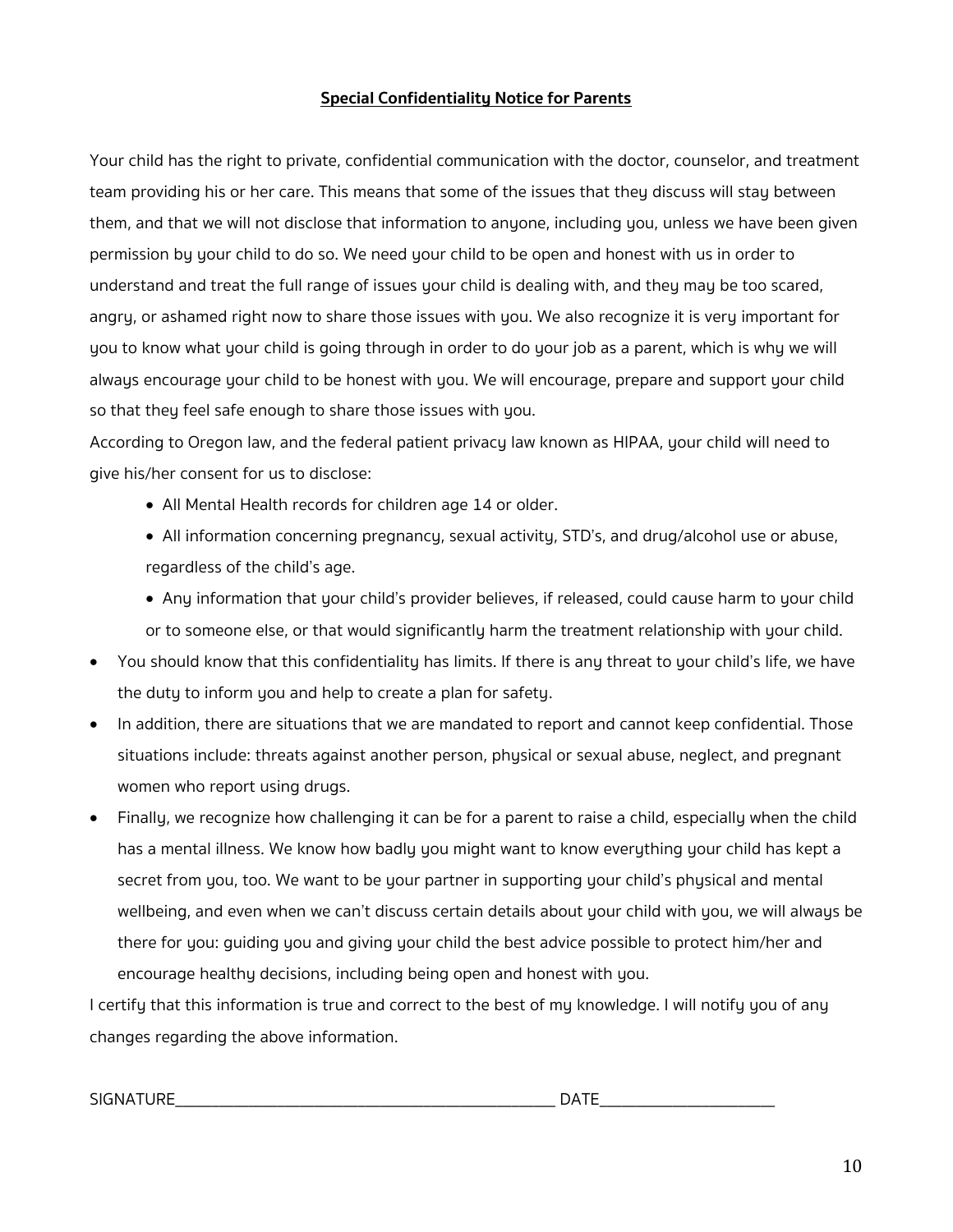**Special Confidentiality Notice for Parents**

Your child has the right to private, confidential communication with the doctor, counselor, and treatment team providing his or her care. This means that some of the issues that they discuss will stay between them, and that we will not disclose that information to anyone, including you, unless we have been given permission by your child to do so. We need your child to be open and honest with us in order to understand and treat the full range of issues your child is dealing with, and they may be too scared, angry, or ashamed right now to share those issues with you. We also recognize it is very important for you to know what your child is going through in order to do your job as a parent, which is why we will always encourage your child to be honest with you. We will encourage, prepare and support your child so that they feel safe enough to share those issues with you.

According to Oregon law, and the federal patient privacy law known as HIPAA, your child will need to give his/her consent for us to disclose:

- All Mental Health records for children age 14 or older.
- All information concerning pregnancy, sexual activity, STD's, and drug/alcohol use or abuse, regardless of the child's age.
- Any information that your child's provider believes, if released, could cause harm to your child or to someone else, or that would significantly harm the treatment relationship with your child.

- You should know that this confidentiality has limits. If there is any threat to your child's life, we have the duty to inform you and help to create a plan for safety.
- In addition, there are situations that we are mandated to report and cannot keep confidential. Those situations include: threats against another person, physical or sexual abuse, neglect, and pregnant women who report using drugs.
- Finally, we recognize how challenging it can be for a parent to raise a child, especially when the child has a mental illness. We know how badly you might want to know everything your child has kept a secret from you, too. We want to be your partner in supporting your child's physical and mental wellbeing, and even when we can't discuss certain details about your child with you, we will always be there for you: guiding you and giving your child the best advice possible to protect him/her and encourage healthy decisions, including being open and honest with you.

I certify that this information is true and correct to the best of my knowledge. I will notify you of any changes regarding the above information.

SIGNATURE_______________________________________________ DATE______________________